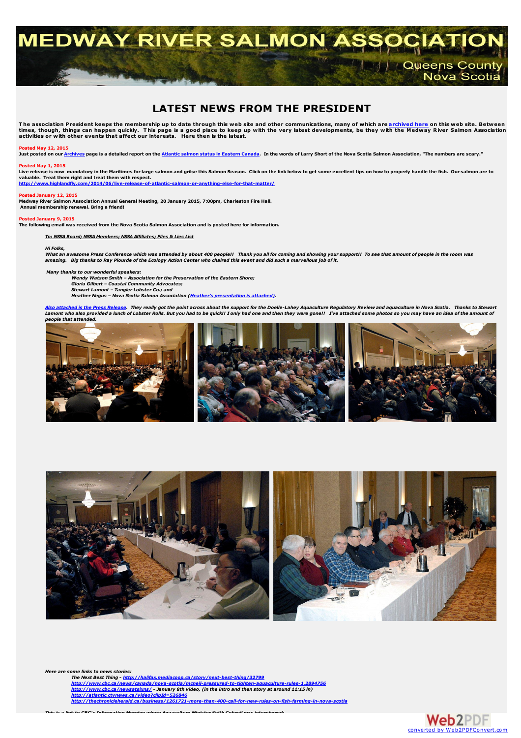# MEDWAY RIVER SALMON ASSOCIATION

Queens County
Nova Scotia

## LATEST NEWS FROM THE PRESIDENT

**The association President keeps the membership up to date through this web site and other communications, many of which are archived here on this web site. Between times, though, things can happen quickly. This page is a good place to keep up with the very latest developments, be they with the Medway River Salmon Association activities or with other events that affect our interests. Here then is the latest.**

**Posted May 12, 2015**
**Just posted on our Archives page is a detailed report on the Atlantic salmon status in Eastern Canada. In the words of Larry Short of the Nova Scotia Salmon Association, "The numbers are scary."**

**Posted May 1, 2015**
**Live release is now mandatory in the Maritimes for large salmon and grilse this Salmon Season. Click on the link below to get some excellent tips on how to properly handle the fish. Our salmon are to valuable. Treat them right and treat them with respect.**
**http://www.highlandfly.com/2014/06/live-release-of-atlantic-salmon-or-anything-else-for-that-matter/**

**Posted January 12, 2015**
**Medway River Salmon Association Annual General Meeting, 20 January 2015, 7:00pm, Charleston Fire Hall.**
**Annual membership renewal. Bring a friend!**

**Posted January 9, 2015**
**The following email was received from the Nova Scotia Salmon Association and is posted here for information.**

***To: NSSA Board; NSSA Members; NSSA Affiliates; Flies & Lies List***

***Hi Folks,***
***What an awesome Press Conference which was attended by about 400 people!! Thank you all for coming and showing your support!! To see that amount of people in the room was amazing. Big thanks to Ray Plourde of the Ecology Action Center who chaired this event and did such a marvellous job of it.***

***Many thanks to our wonderful speakers:***
***Wendy Watson Smith – Association for the Preservation of the Eastern Shore;***
***Gloria Gilbert – Coastal Community Advocates;***
***Stewart Lamont – Tangier Lobster Co.; and***
***Heather Negus – Nova Scotia Salmon Association (Heather's presentation is attached).***

***Also attached is the Press Release. They really got the point across about the support for the Doelle-Lahey Aquaculture Regulatory Review and aquaculture in Nova Scotia. Thanks to Stewart Lamont who also provided a lunch of Lobster Rolls. But you had to be quick!! I only had one and then they were gone!! I've attached some photos so you may have an idea of the amount of people that attended.***

***Here are some links to news stories:***
***The Next Best Thing - http://halifax.mediacoop.ca/story/next-best-thing/32799***
***http://www.cbc.ca/news/canada/nova-scotia/mcneil-pressured-to-tighten-aquaculture-rules-1.2894756***
***http://www.cbc.ca/newsatsixns/ - January 8th video, (in the intro and then story at around 11:15 in)***
***http://atlantic.ctvnews.ca/video?clipId=526846***
***http://thechronicleherald.ca/business/1261721-more-than-400-call-for-new-rules-on-fish-farming-in-nova-scotia***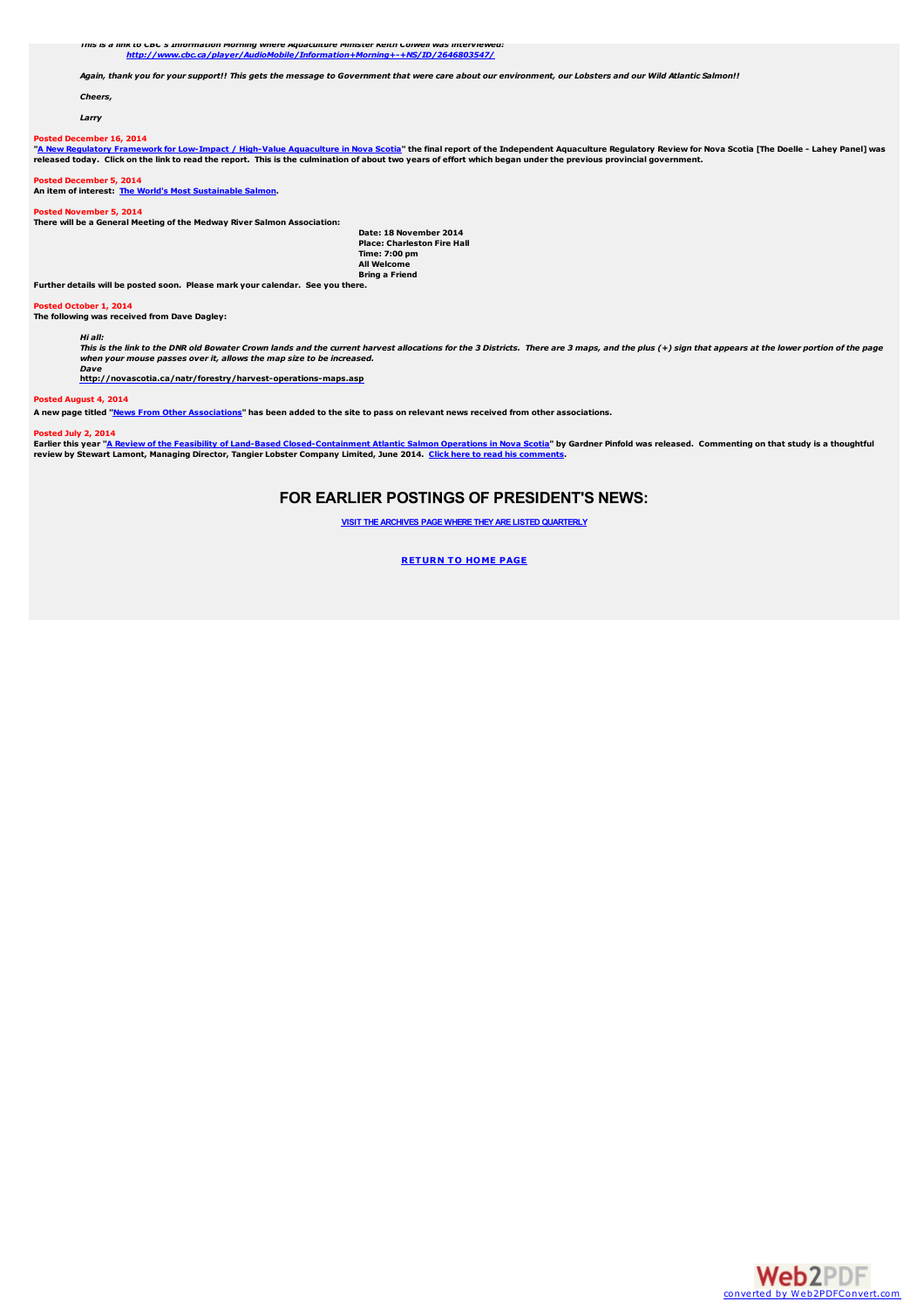*This is a link to CBC's Information Morning where Aquaculture Minister Keith Colwell was interviewed:*
*http://www.cbc.ca/player/AudioMobile/Information+Morning+-+NS/ID/2646803547/*

*Again, thank you for your support!! This gets the message to Government that were care about our environment, our Lobsters and our Wild Atlantic Salmon!!*

*Cheers,*

*Larry*

**Posted December 16, 2014**
**"A New Regulatory Framework for Low-Impact / High-Value Aquaculture in Nova Scotia" the final report of the Independent Aquaculture Regulatory Review for Nova Scotia [The Doelle - Lahey Panel] was released today. Click on the link to read the report. This is the culmination of about two years of effort which began under the previous provincial government.**

**Posted December 5, 2014**
**An item of interest: The World's Most Sustainable Salmon.**

**Posted November 5, 2014**
**There will be a General Meeting of the Medway River Salmon Association:**

**Date: 18 November 2014**
**Place: Charleston Fire Hall**
**Time: 7:00 pm**
**All Welcome**
**Bring a Friend**

**Further details will be posted soon. Please mark your calendar. See you there.**

**Posted October 1, 2014**
**The following was received from Dave Dagley:**

*Hi all:*
*This is the link to the DNR old Bowater Crown lands and the current harvest allocations for the 3 Districts. There are 3 maps, and the plus (+) sign that appears at the lower portion of the page when your mouse passes over it, allows the map size to be increased.*
*Dave*
**http://novascotia.ca/natr/forestry/harvest-operations-maps.asp**

**Posted August 4, 2014**
**A new page titled "News From Other Associations" has been added to the site to pass on relevant news received from other associations.**

**Posted July 2, 2014**
**Earlier this year "A Review of the Feasibility of Land-Based Closed-Containment Atlantic Salmon Operations in Nova Scotia" by Gardner Pinfold was released. Commenting on that study is a thoughtful review by Stewart Lamont, Managing Director, Tangier Lobster Company Limited, June 2014. Click here to read his comments.**

## FOR EARLIER POSTINGS OF PRESIDENT'S NEWS:

**VISIT THE ARCHIVES PAGE WHERE THEY ARE LISTED QUARTERLY**

**RETURN TO HOME PAGE**